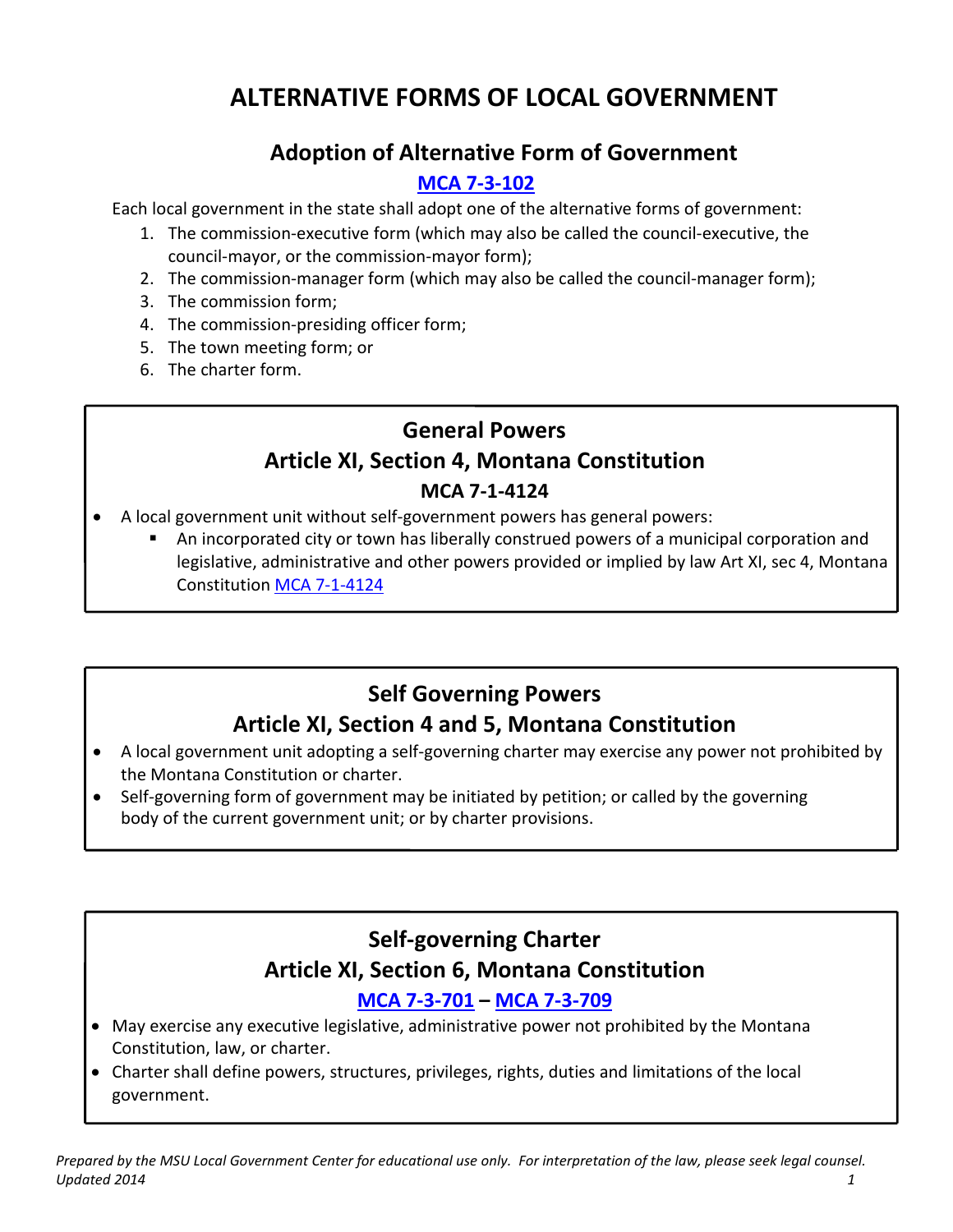# ALTERNATIVE FORMS OF LOCAL GOVERNMENT

## Adoption of Alternative Form of Government

### MCA 7-3-102

Each local government in the state shall adopt one of the alternative forms of government:

1. The commission-executive form (which may also be called the council-executive, the council-mayor, or the commission-mayor form);
2. The commission-manager form (which may also be called the council-manager form);
3. The commission form;
4. The commission-presiding officer form;
5. The town meeting form; or
6. The charter form.

## General Powers
## Article XI, Section 4, Montana Constitution

### MCA 7-1-4124

- A local government unit without self-government powers has general powers:
  - An incorporated city or town has liberally construed powers of a municipal corporation and legislative, administrative and other powers provided or implied by law Art XI, sec 4, Montana Constitution MCA 7-1-4124

## Self Governing Powers
## Article XI, Section 4 and 5, Montana Constitution

- A local government unit adopting a self-governing charter may exercise any power not prohibited by the Montana Constitution or charter.
- Self-governing form of government may be initiated by petition; or called by the governing body of the current government unit; or by charter provisions.

## Self-governing Charter
## Article XI, Section 6, Montana Constitution

### MCA 7-3-701 – MCA 7-3-709

- May exercise any executive legislative, administrative power not prohibited by the Montana Constitution, law, or charter.
- Charter shall define powers, structures, privileges, rights, duties and limitations of the local government.

*Prepared by the MSU Local Government Center for educational use only. For interpretation of the law, please seek legal counsel. Updated 2014*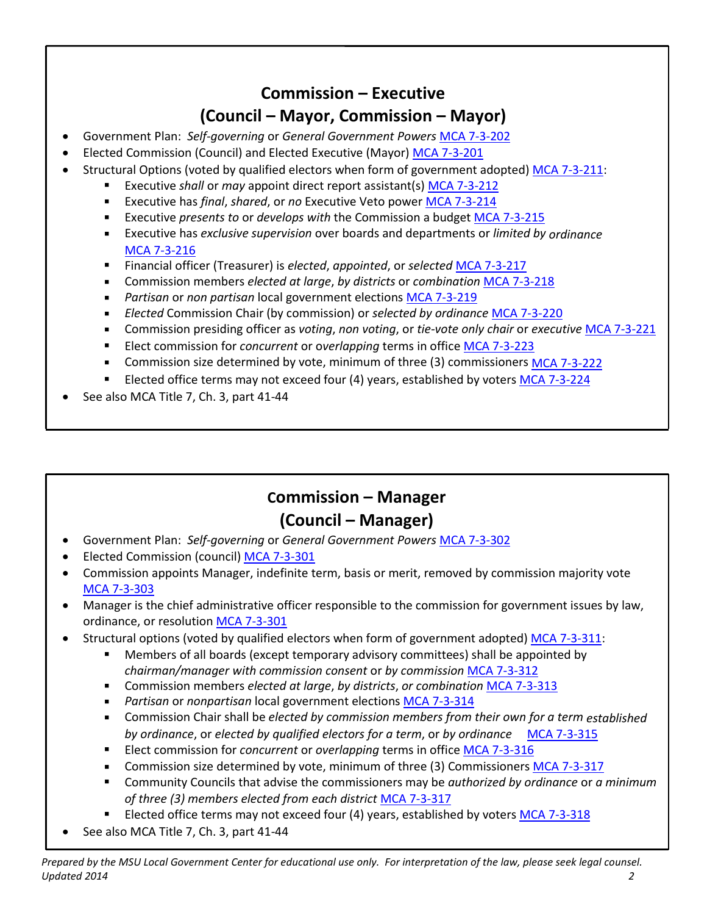## Commission – Executive
## (Council – Mayor, Commission – Mayor)

- Government Plan: *Self-governing* or *General Government Powers* MCA 7-3-202
- Elected Commission (Council) and Elected Executive (Mayor) MCA 7-3-201
- Structural Options (voted by qualified electors when form of government adopted) MCA 7-3-211:
  - Executive *shall* or *may* appoint direct report assistant(s) MCA 7-3-212
  - Executive has *final*, *shared*, or *no* Executive Veto power MCA 7-3-214
  - Executive *presents to* or *develops with* the Commission a budget MCA 7-3-215
  - Executive has *exclusive supervision* over boards and departments or *limited by ordinance* MCA 7-3-216
  - Financial officer (Treasurer) is *elected*, *appointed*, or *selected* MCA 7-3-217
  - Commission members *elected at large*, *by districts* or *combination* MCA 7-3-218
  - *Partisan* or *non partisan* local government elections MCA 7-3-219
  - *Elected* Commission Chair (by commission) or *selected by ordinance* MCA 7-3-220
  - Commission presiding officer as *voting*, *non voting*, or *tie-vote only chair* or *executive* MCA 7-3-221
  - Elect commission for *concurrent* or o*verlapping* terms in office MCA 7-3-223
  - Commission size determined by vote, minimum of three (3) commissioners MCA 7-3-222
  - Elected office terms may not exceed four (4) years, established by voters MCA 7-3-224
- See also MCA Title 7, Ch. 3, part 41-44

## Commission – Manager
## (Council – Manager)

- Government Plan: *Self-governing* or *General Government Powers* MCA 7-3-302
- Elected Commission (council) MCA 7-3-301
- Commission appoints Manager, indefinite term, basis or merit, removed by commission majority vote MCA 7-3-303
- Manager is the chief administrative officer responsible to the commission for government issues by law, ordinance, or resolution MCA 7-3-301
- Structural options (voted by qualified electors when form of government adopted) MCA 7-3-311:
  - Members of all boards (except temporary advisory committees) shall be appointed by *chairman/manager with commission consent* or *by commission* MCA 7-3-312
  - Commission members *elected at large*, *by districts*, *or combination* MCA 7-3-313
  - *Partisan* or *nonpartisan* local government elections MCA 7-3-314
  - Commission Chair shall be *elected by commission members from their own for a term established by ordinance*, or *elected by qualified electors for a term*, or *by ordinance* MCA 7-3-315
  - Elect commission for *concurrent* or *overlapping* terms in office MCA 7-3-316
  - Commission size determined by vote, minimum of three (3) Commissioners MCA 7-3-317
  - Community Councils that advise the commissioners may be *authorized by ordinance* or *a minimum of three (3) members elected from each district* MCA 7-3-317
  - Elected office terms may not exceed four (4) years, established by voters MCA 7-3-318
- See also MCA Title 7, Ch. 3, part 41-44

*Prepared by the MSU Local Government Center for educational use only. For interpretation of the law, please seek legal counsel. Updated 2014*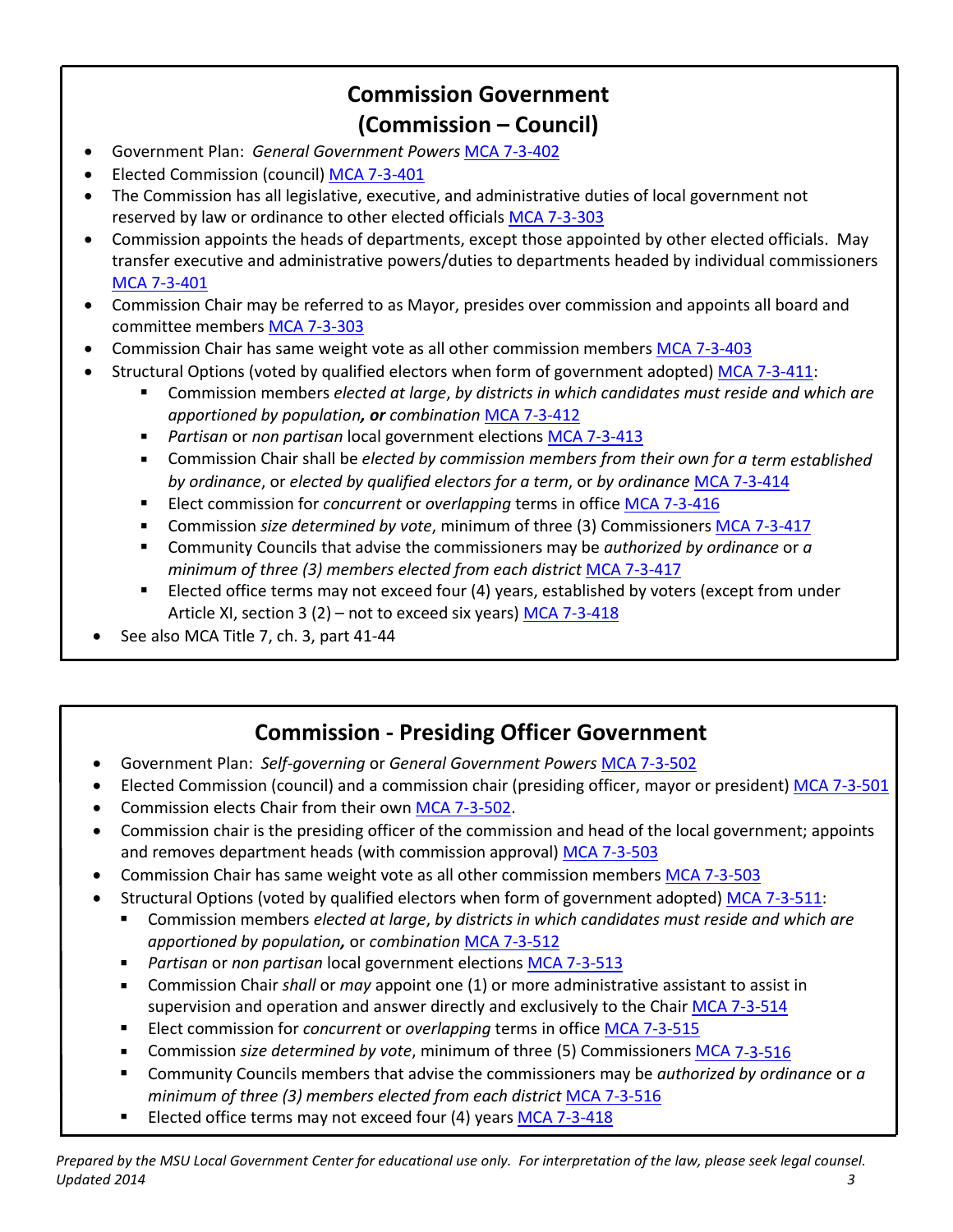## Commission Government (Commission – Council)

- Government Plan: *General Government Powers* MCA 7-3-402
- Elected Commission (council) MCA 7-3-401
- The Commission has all legislative, executive, and administrative duties of local government not reserved by law or ordinance to other elected officials MCA 7-3-303
- Commission appoints the heads of departments, except those appointed by other elected officials. May transfer executive and administrative powers/duties to departments headed by individual commissioners MCA 7-3-401
- Commission Chair may be referred to as Mayor, presides over commission and appoints all board and committee members MCA 7-3-303
- Commission Chair has same weight vote as all other commission members MCA 7-3-403
- Structural Options (voted by qualified electors when form of government adopted) MCA 7-3-411:
  - Commission members *elected at large*, *by districts in which candidates must reside and which are apportioned by population****, or*** *combination* MCA 7-3-412
  - *Partisan* or *non partisan* local government elections MCA 7-3-413
  - Commission Chair shall be *elected by commission members from their own for a term established by ordinance*, or *elected by qualified electors for a term*, or *by ordinance* MCA 7-3-414
  - Elect commission for *concurrent* or *overlapping* terms in office MCA 7-3-416
  - Commission *size determined by vote*, minimum of three (3) Commissioners MCA 7-3-417
  - Community Councils that advise the commissioners may be *authorized by ordinance* or *a minimum of three (3) members elected from each district* MCA 7-3-417
  - Elected office terms may not exceed four (4) years, established by voters (except from under Article XI, section 3 (2) – not to exceed six years) MCA 7-3-418
- See also MCA Title 7, ch. 3, part 41-44

## Commission - Presiding Officer Government

- Government Plan: *Self-governing* or *General Government Powers* MCA 7-3-502
- Elected Commission (council) and a commission chair (presiding officer, mayor or president) MCA 7-3-501
- Commission elects Chair from their own MCA 7-3-502.
- Commission chair is the presiding officer of the commission and head of the local government; appoints and removes department heads (with commission approval) MCA 7-3-503
- Commission Chair has same weight vote as all other commission members MCA 7-3-503
- Structural Options (voted by qualified electors when form of government adopted) MCA 7-3-511:
  - Commission members *elected at large*, *by districts in which candidates must reside and which are apportioned by population****,*** or *combination* MCA 7-3-512
  - *Partisan* or *non partisan* local government elections MCA 7-3-513
  - Commission Chair *shall* or *may* appoint one (1) or more administrative assistant to assist in supervision and operation and answer directly and exclusively to the Chair MCA 7-3-514
  - Elect commission for *concurrent* or *overlapping* terms in office MCA 7-3-515
  - Commission *size determined by vote*, minimum of three (5) Commissioners MCA 7-3-516
  - Community Councils members that advise the commissioners may be *authorized by ordinance* or *a minimum of three (3) members elected from each district* MCA 7-3-516
  - Elected office terms may not exceed four (4) years MCA 7-3-418

*Prepared by the MSU Local Government Center for educational use only. For interpretation of the law, please seek legal counsel. Updated 2014*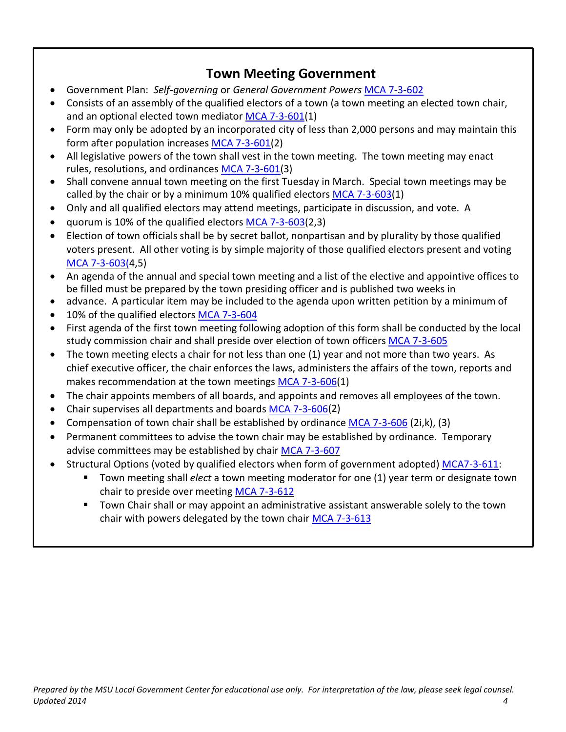## Town Meeting Government

- Government Plan: *Self-governing* or *General Government Powers* MCA 7-3-602
- Consists of an assembly of the qualified electors of a town (a town meeting an elected town chair, and an optional elected town mediator MCA 7-3-601(1)
- Form may only be adopted by an incorporated city of less than 2,000 persons and may maintain this form after population increases MCA 7-3-601(2)
- All legislative powers of the town shall vest in the town meeting. The town meeting may enact rules, resolutions, and ordinances MCA 7-3-601(3)
- Shall convene annual town meeting on the first Tuesday in March. Special town meetings may be called by the chair or by a minimum 10% qualified electors MCA 7-3-603(1)
- Only and all qualified electors may attend meetings, participate in discussion, and vote. A
- quorum is 10% of the qualified electors MCA 7-3-603(2,3)
- Election of town officials shall be by secret ballot, nonpartisan and by plurality by those qualified voters present. All other voting is by simple majority of those qualified electors present and voting MCA 7-3-603(4,5)
- An agenda of the annual and special town meeting and a list of the elective and appointive offices to be filled must be prepared by the town presiding officer and is published two weeks in
- advance. A particular item may be included to the agenda upon written petition by a minimum of
- 10% of the qualified electors MCA 7-3-604
- First agenda of the first town meeting following adoption of this form shall be conducted by the local study commission chair and shall preside over election of town officers MCA 7-3-605
- The town meeting elects a chair for not less than one (1) year and not more than two years. As chief executive officer, the chair enforces the laws, administers the affairs of the town, reports and makes recommendation at the town meetings MCA 7-3-606(1)
- The chair appoints members of all boards, and appoints and removes all employees of the town.
- Chair supervises all departments and boards MCA 7-3-606(2)
- Compensation of town chair shall be established by ordinance MCA 7-3-606 (2i,k), (3)
- Permanent committees to advise the town chair may be established by ordinance. Temporary advise committees may be established by chair MCA 7-3-607
- Structural Options (voted by qualified electors when form of government adopted) MCA7-3-611:
  - Town meeting shall *elect* a town meeting moderator for one (1) year term or designate town chair to preside over meeting MCA 7-3-612
  - Town Chair shall or may appoint an administrative assistant answerable solely to the town chair with powers delegated by the town chair MCA 7-3-613

*Prepared by the MSU Local Government Center for educational use only. For interpretation of the law, please seek legal counsel. Updated 2014*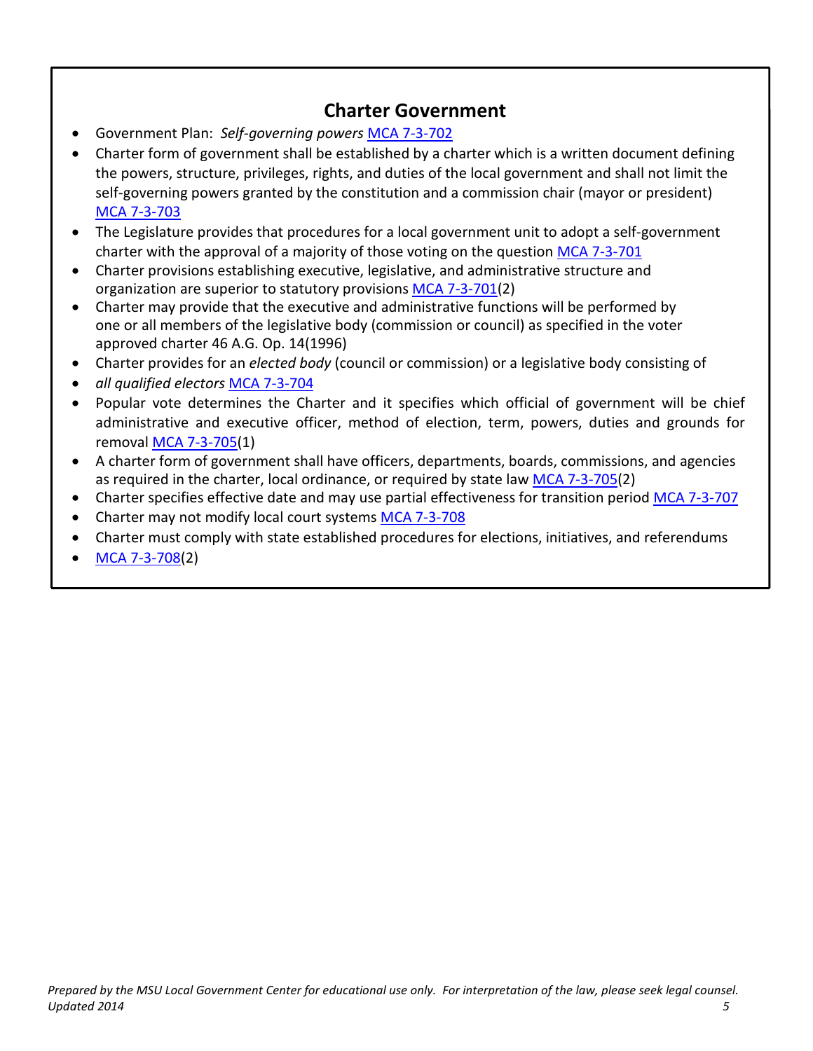## Charter Government

- Government Plan: *Self-governing powers* MCA 7-3-702
- Charter form of government shall be established by a charter which is a written document defining the powers, structure, privileges, rights, and duties of the local government and shall not limit the self-governing powers granted by the constitution and a commission chair (mayor or president) MCA 7-3-703
- The Legislature provides that procedures for a local government unit to adopt a self-government charter with the approval of a majority of those voting on the question MCA 7-3-701
- Charter provisions establishing executive, legislative, and administrative structure and organization are superior to statutory provisions MCA 7-3-701(2)
- Charter may provide that the executive and administrative functions will be performed by one or all members of the legislative body (commission or council) as specified in the voter approved charter 46 A.G. Op. 14(1996)
- Charter provides for an *elected body* (council or commission) or a legislative body consisting of
- *all qualified electors* MCA 7-3-704
- Popular vote determines the Charter and it specifies which official of government will be chief administrative and executive officer, method of election, term, powers, duties and grounds for removal MCA 7-3-705(1)
- A charter form of government shall have officers, departments, boards, commissions, and agencies as required in the charter, local ordinance, or required by state law MCA 7-3-705(2)
- Charter specifies effective date and may use partial effectiveness for transition period MCA 7-3-707
- Charter may not modify local court systems MCA 7-3-708
- Charter must comply with state established procedures for elections, initiatives, and referendums
- MCA 7-3-708(2)

*Prepared by the MSU Local Government Center for educational use only. For interpretation of the law, please seek legal counsel. Updated 2014*